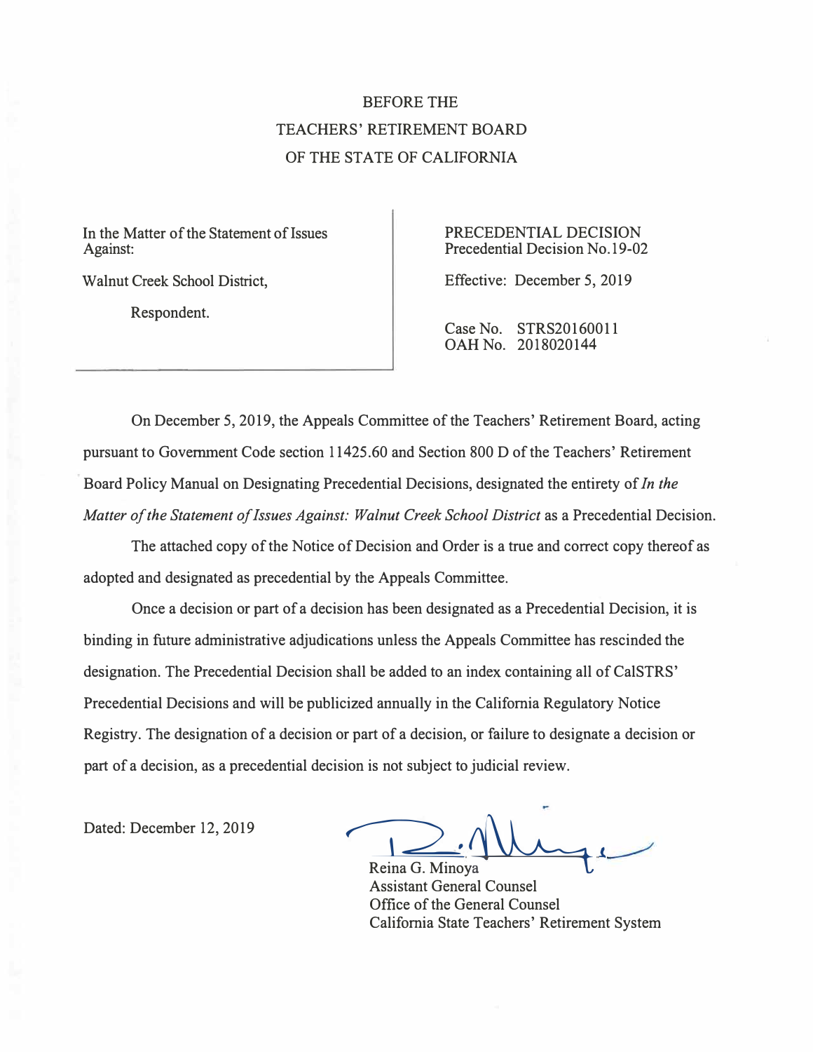BEFORE THE
TEACHERS' RETIREMENT BOARD
OF THE STATE OF CALIFORNIA

| In the Matter of the Statement of Issues Against: Walnut Creek School District, Respondent. | PRECEDENTIAL DECISION Precedential Decision No.19-02 Effective: December 5, 2019 Case No. STRS20160011 OAH No. 2018020144 |
|---|---|

On December 5, 2019, the Appeals Committee of the Teachers' Retirement Board, acting pursuant to Government Code section 11425.60 and Section 800 D of the Teachers' Retirement Board Policy Manual on Designating Precedential Decisions, designated the entirety of *In the Matter of the Statement of Issues Against: Walnut Creek School District* as a Precedential Decision.

The attached copy of the Notice of Decision and Order is a true and correct copy thereof as adopted and designated as precedential by the Appeals Committee.

Once a decision or part of a decision has been designated as a Precedential Decision, it is binding in future administrative adjudications unless the Appeals Committee has rescinded the designation. The Precedential Decision shall be added to an index containing all of CalSTRS' Precedential Decisions and will be publicized annually in the California Regulatory Notice Registry. The designation of a decision or part of a decision, or failure to designate a decision or part of a decision, as a precedential decision is not subject to judicial review.

Dated: December 12, 2019

Reina G. Minoya
Assistant General Counsel
Office of the General Counsel
California State Teachers' Retirement System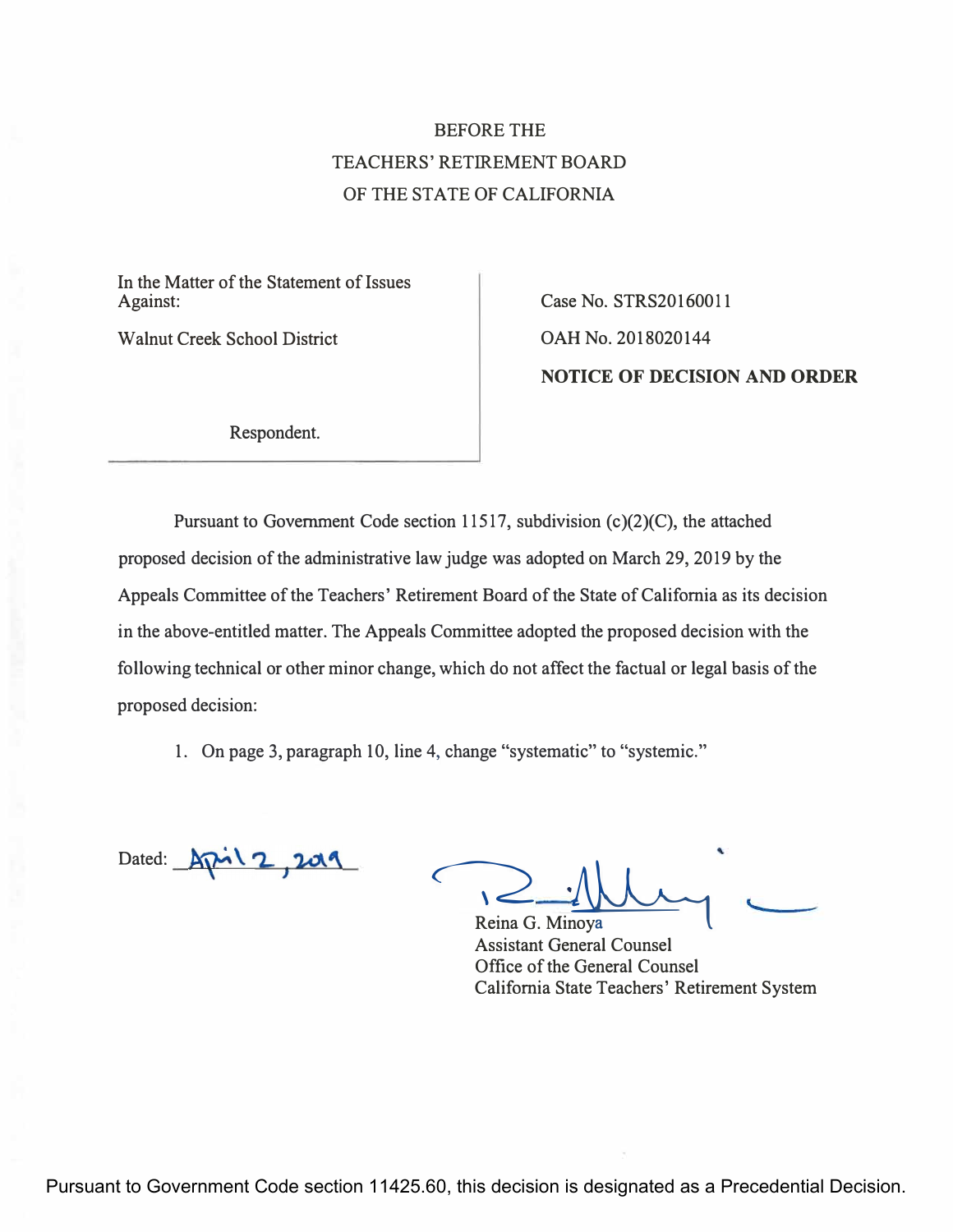BEFORE THE
TEACHERS' RETIREMENT BOARD
OF THE STATE OF CALIFORNIA

| In the Matter of the Statement of Issues Against: Walnut Creek School District Respondent. | Case No. STRS20160011 OAH No. 2018020144 **NOTICE OF DECISION AND ORDER** |
|---|---|

Pursuant to Government Code section 11517, subdivision (c)(2)(C), the attached proposed decision of the administrative law judge was adopted on March 29, 2019 by the Appeals Committee of the Teachers' Retirement Board of the State of California as its decision in the above-entitled matter. The Appeals Committee adopted the proposed decision with the following technical or other minor change, which do not affect the factual or legal basis of the proposed decision:

1. On page 3, paragraph 10, line 4, change "systematic" to "systemic."

Dated: April 2, 2019

Reina G. Minoya
Assistant General Counsel
Office of the General Counsel
California State Teachers' Retirement System

Pursuant to Government Code section 11425.60, this decision is designated as a Precedential Decision.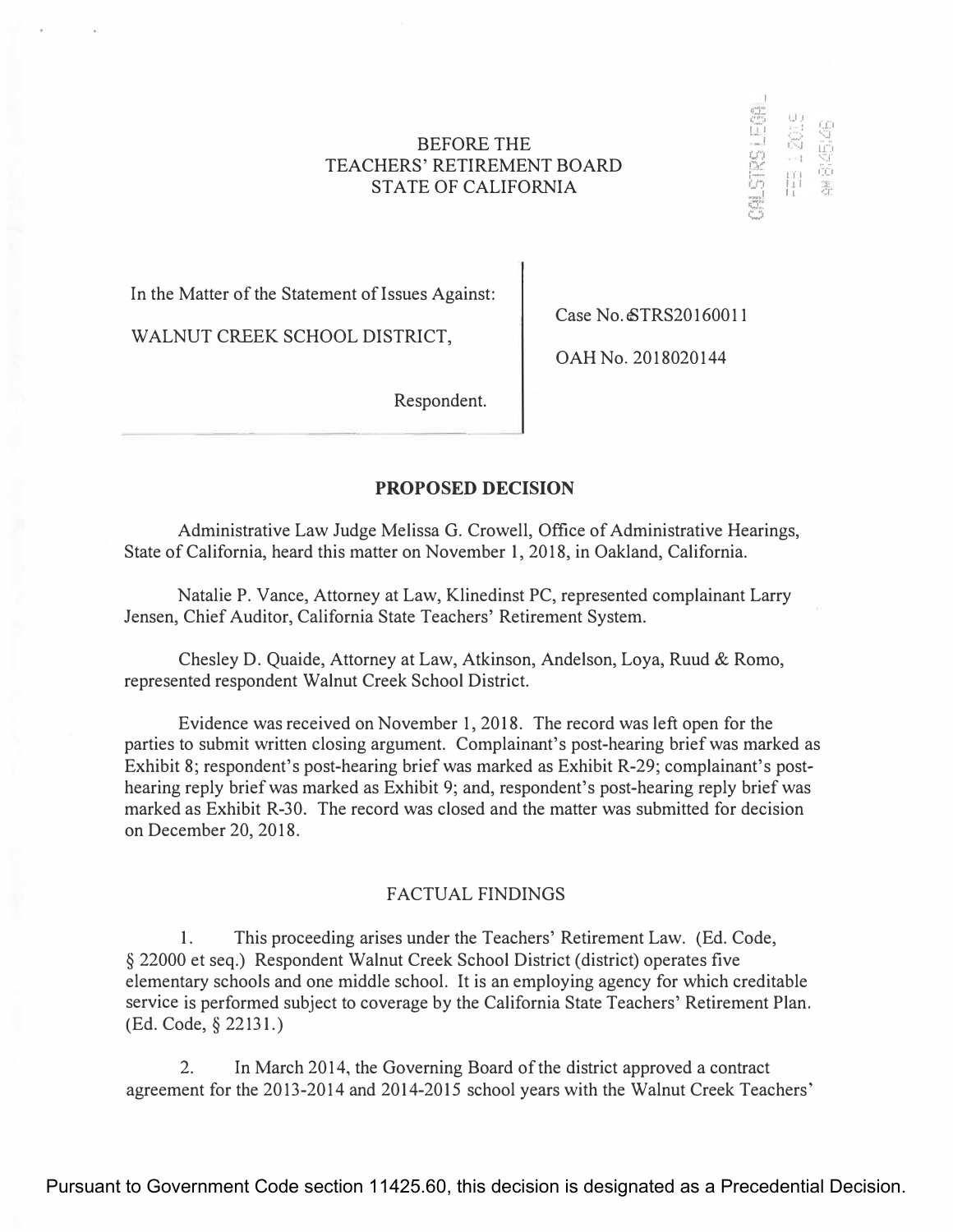BEFORE THE
TEACHERS' RETIREMENT BOARD
STATE OF CALIFORNIA

In the Matter of the Statement of Issues Against:

WALNUT CREEK SCHOOL DISTRICT,

Respondent.

Case No. STRS20160011

OAH No. 2018020144

## PROPOSED DECISION

Administrative Law Judge Melissa G. Crowell, Office of Administrative Hearings, State of California, heard this matter on November 1, 2018, in Oakland, California.

Natalie P. Vance, Attorney at Law, Klinedinst PC, represented complainant Larry Jensen, Chief Auditor, California State Teachers' Retirement System.

Chesley D. Quaide, Attorney at Law, Atkinson, Andelson, Loya, Ruud & Romo, represented respondent Walnut Creek School District.

Evidence was received on November 1, 2018. The record was left open for the parties to submit written closing argument. Complainant's post-hearing brief was marked as Exhibit 8; respondent's post-hearing brief was marked as Exhibit R-29; complainant's post-hearing reply brief was marked as Exhibit 9; and, respondent's post-hearing reply brief was marked as Exhibit R-30. The record was closed and the matter was submitted for decision on December 20, 2018.

### FACTUAL FINDINGS

1. This proceeding arises under the Teachers' Retirement Law. (Ed. Code, § 22000 et seq.) Respondent Walnut Creek School District (district) operates five elementary schools and one middle school. It is an employing agency for which creditable service is performed subject to coverage by the California State Teachers' Retirement Plan. (Ed. Code, § 22131.)

2. In March 2014, the Governing Board of the district approved a contract agreement for the 2013-2014 and 2014-2015 school years with the Walnut Creek Teachers'

Pursuant to Government Code section 11425.60, this decision is designated as a Precedential Decision.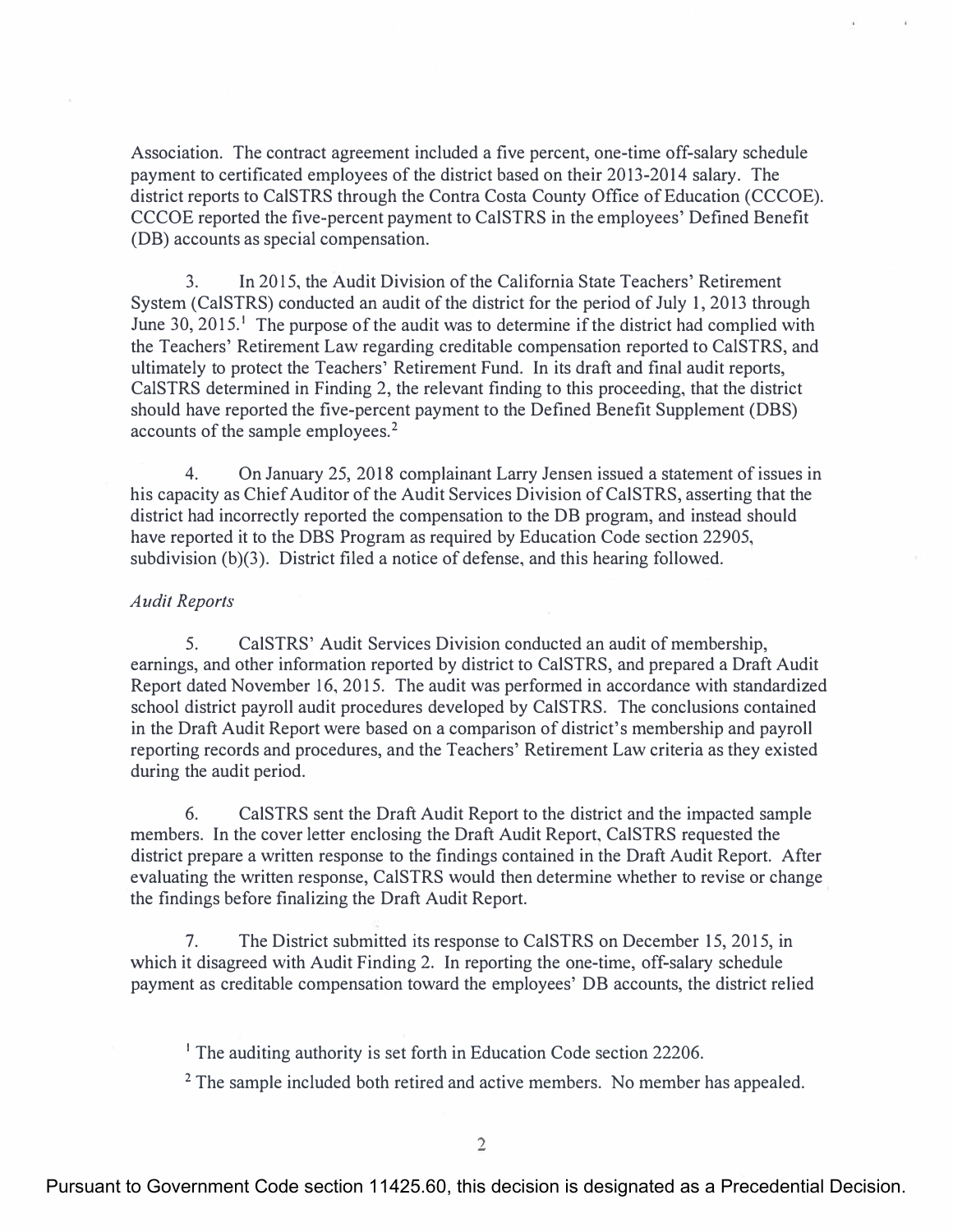Association. The contract agreement included a five percent, one-time off-salary schedule payment to certificated employees of the district based on their 2013-2014 salary. The district reports to CalSTRS through the Contra Costa County Office of Education (CCCOE). CCCOE reported the five-percent payment to CalSTRS in the employees' Defined Benefit (DB) accounts as special compensation.

3. In 2015, the Audit Division of the California State Teachers' Retirement System (CalSTRS) conducted an audit of the district for the period of July 1, 2013 through June 30, 2015.[1] The purpose of the audit was to determine if the district had complied with the Teachers' Retirement Law regarding creditable compensation reported to CalSTRS, and ultimately to protect the Teachers' Retirement Fund. In its draft and final audit reports, CalSTRS determined in Finding 2, the relevant finding to this proceeding, that the district should have reported the five-percent payment to the Defined Benefit Supplement (DBS) accounts of the sample employees.[2]

4. On January 25, 2018 complainant Larry Jensen issued a statement of issues in his capacity as Chief Auditor of the Audit Services Division of CalSTRS, asserting that the district had incorrectly reported the compensation to the DB program, and instead should have reported it to the DBS Program as required by Education Code section 22905, subdivision (b)(3). District filed a notice of defense, and this hearing followed.

*Audit Reports*

5. CalSTRS' Audit Services Division conducted an audit of membership, earnings, and other information reported by district to CalSTRS, and prepared a Draft Audit Report dated November 16, 2015. The audit was performed in accordance with standardized school district payroll audit procedures developed by CalSTRS. The conclusions contained in the Draft Audit Report were based on a comparison of district's membership and payroll reporting records and procedures, and the Teachers' Retirement Law criteria as they existed during the audit period.

6. CalSTRS sent the Draft Audit Report to the district and the impacted sample members. In the cover letter enclosing the Draft Audit Report, CalSTRS requested the district prepare a written response to the findings contained in the Draft Audit Report. After evaluating the written response, CalSTRS would then determine whether to revise or change the findings before finalizing the Draft Audit Report.

7. The District submitted its response to CalSTRS on December 15, 2015, in which it disagreed with Audit Finding 2. In reporting the one-time, off-salary schedule payment as creditable compensation toward the employees' DB accounts, the district relied

[1] The auditing authority is set forth in Education Code section 22206.

[2] The sample included both retired and active members. No member has appealed.

Pursuant to Government Code section 11425.60, this decision is designated as a Precedential Decision.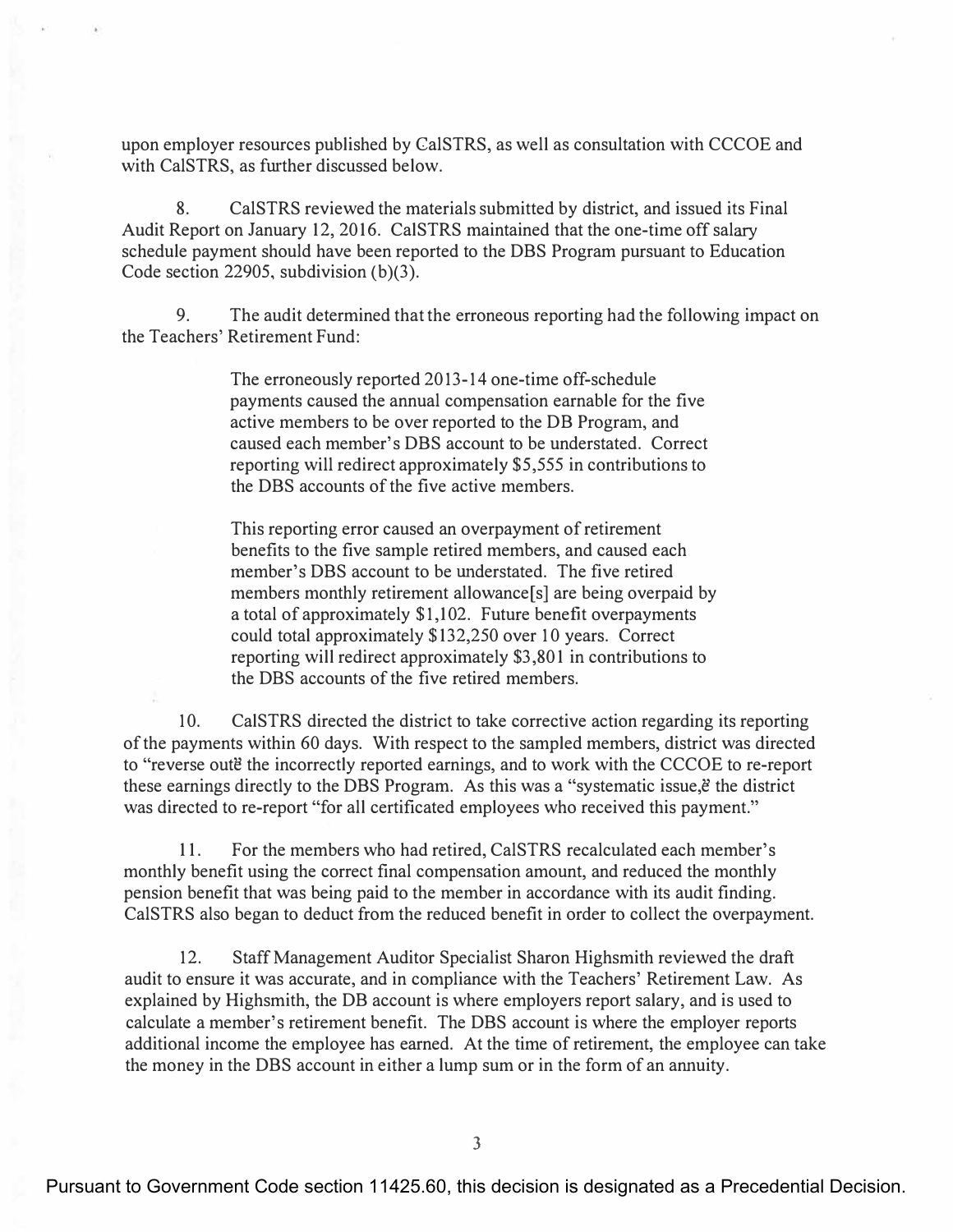upon employer resources published by CalSTRS, as well as consultation with CCCOE and with CalSTRS, as further discussed below.

8. CalSTRS reviewed the materials submitted by district, and issued its Final Audit Report on January 12, 2016. CalSTRS maintained that the one-time off salary schedule payment should have been reported to the DBS Program pursuant to Education Code section 22905, subdivision (b)(3).

9. The audit determined that the erroneous reporting had the following impact on the Teachers' Retirement Fund:

> The erroneously reported 2013-14 one-time off-schedule payments caused the annual compensation earnable for the five active members to be over reported to the DB Program, and caused each member's DBS account to be understated. Correct reporting will redirect approximately $5,555 in contributions to the DBS accounts of the five active members.
>
> This reporting error caused an overpayment of retirement benefits to the five sample retired members, and caused each member's DBS account to be understated. The five retired members monthly retirement allowance[s] are being overpaid by a total of approximately $1,102. Future benefit overpayments could total approximately $132,250 over 10 years. Correct reporting will redirect approximately $3,801 in contributions to the DBS accounts of the five retired members.

10. CalSTRS directed the district to take corrective action regarding its reporting of the payments within 60 days. With respect to the sampled members, district was directed to "reverse out" the incorrectly reported earnings, and to work with the CCCOE to re-report these earnings directly to the DBS Program. As this was a "systematic issue," the district was directed to re-report "for all certificated employees who received this payment."

11. For the members who had retired, CalSTRS recalculated each member's monthly benefit using the correct final compensation amount, and reduced the monthly pension benefit that was being paid to the member in accordance with its audit finding. CalSTRS also began to deduct from the reduced benefit in order to collect the overpayment.

12. Staff Management Auditor Specialist Sharon Highsmith reviewed the draft audit to ensure it was accurate, and in compliance with the Teachers' Retirement Law. As explained by Highsmith, the DB account is where employers report salary, and is used to calculate a member's retirement benefit. The DBS account is where the employer reports additional income the employee has earned. At the time of retirement, the employee can take the money in the DBS account in either a lump sum or in the form of an annuity.

Pursuant to Government Code section 11425.60, this decision is designated as a Precedential Decision.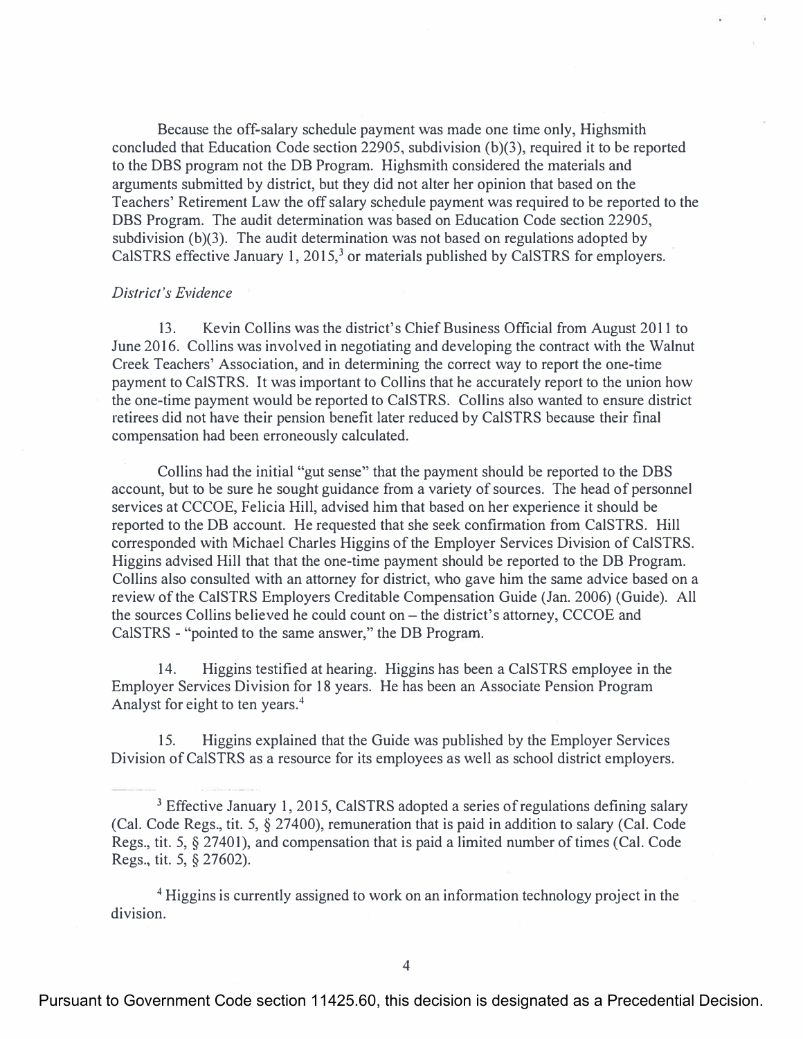Because the off-salary schedule payment was made one time only, Highsmith concluded that Education Code section 22905, subdivision (b)(3), required it to be reported to the DBS program not the DB Program. Highsmith considered the materials and arguments submitted by district, but they did not alter her opinion that based on the Teachers' Retirement Law the off salary schedule payment was required to be reported to the DBS Program. The audit determination was based on Education Code section 22905, subdivision (b)(3). The audit determination was not based on regulations adopted by CalSTRS effective January 1, 2015,[3] or materials published by CalSTRS for employers.

*District's Evidence*

13. Kevin Collins was the district's Chief Business Official from August 2011 to June 2016. Collins was involved in negotiating and developing the contract with the Walnut Creek Teachers' Association, and in determining the correct way to report the one-time payment to CalSTRS. It was important to Collins that he accurately report to the union how the one-time payment would be reported to CalSTRS. Collins also wanted to ensure district retirees did not have their pension benefit later reduced by CalSTRS because their final compensation had been erroneously calculated.

Collins had the initial "gut sense" that the payment should be reported to the DBS account, but to be sure he sought guidance from a variety of sources. The head of personnel services at CCCOE, Felicia Hill, advised him that based on her experience it should be reported to the DB account. He requested that she seek confirmation from CalSTRS. Hill corresponded with Michael Charles Higgins of the Employer Services Division of CalSTRS. Higgins advised Hill that that the one-time payment should be reported to the DB Program. Collins also consulted with an attorney for district, who gave him the same advice based on a review of the CalSTRS Employers Creditable Compensation Guide (Jan. 2006) (Guide). All the sources Collins believed he could count on – the district's attorney, CCCOE and CalSTRS - "pointed to the same answer," the DB Program.

14. Higgins testified at hearing. Higgins has been a CalSTRS employee in the Employer Services Division for 18 years. He has been an Associate Pension Program Analyst for eight to ten years.[4]

15. Higgins explained that the Guide was published by the Employer Services Division of CalSTRS as a resource for its employees as well as school district employers.

---

[3] Effective January 1, 2015, CalSTRS adopted a series of regulations defining salary (Cal. Code Regs., tit. 5, § 27400), remuneration that is paid in addition to salary (Cal. Code Regs., tit. 5, § 27401), and compensation that is paid a limited number of times (Cal. Code Regs., tit. 5, § 27602).

[4] Higgins is currently assigned to work on an information technology project in the division.

Pursuant to Government Code section 11425.60, this decision is designated as a Precedential Decision.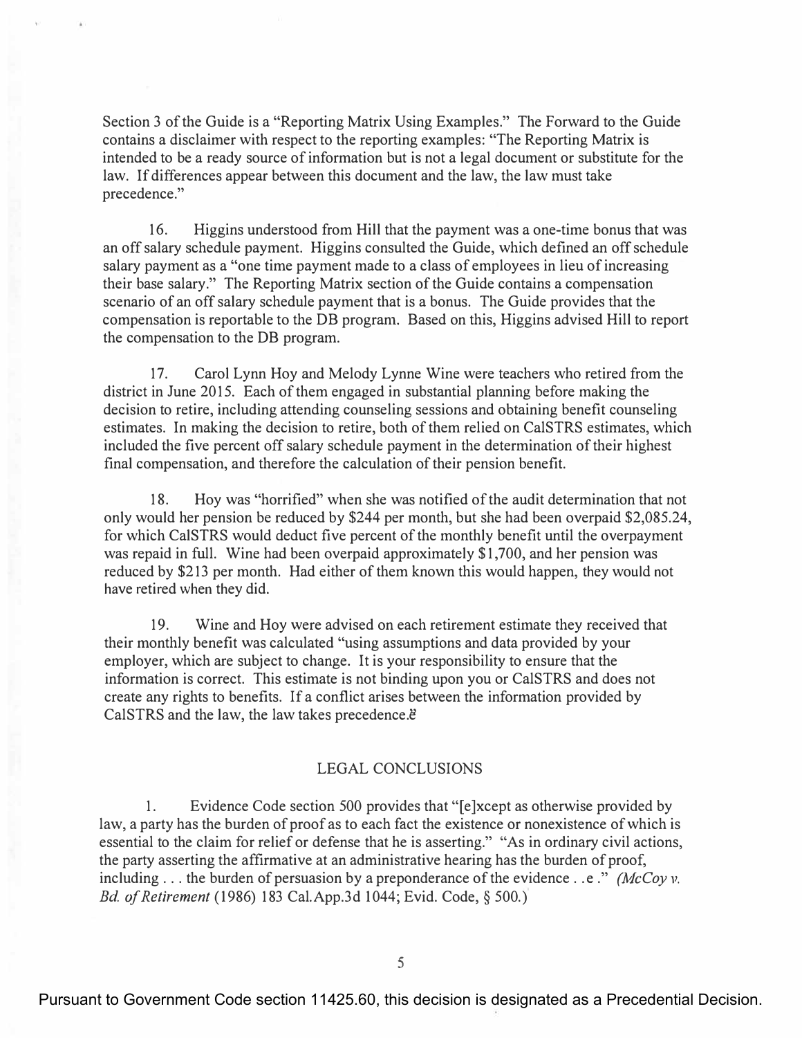Section 3 of the Guide is a "Reporting Matrix Using Examples." The Forward to the Guide contains a disclaimer with respect to the reporting examples: "The Reporting Matrix is intended to be a ready source of information but is not a legal document or substitute for the law. If differences appear between this document and the law, the law must take precedence."

16. Higgins understood from Hill that the payment was a one-time bonus that was an off salary schedule payment. Higgins consulted the Guide, which defined an off schedule salary payment as a "one time payment made to a class of employees in lieu of increasing their base salary." The Reporting Matrix section of the Guide contains a compensation scenario of an off salary schedule payment that is a bonus. The Guide provides that the compensation is reportable to the DB program. Based on this, Higgins advised Hill to report the compensation to the DB program.

17. Carol Lynn Hoy and Melody Lynne Wine were teachers who retired from the district in June 2015. Each of them engaged in substantial planning before making the decision to retire, including attending counseling sessions and obtaining benefit counseling estimates. In making the decision to retire, both of them relied on CalSTRS estimates, which included the five percent off salary schedule payment in the determination of their highest final compensation, and therefore the calculation of their pension benefit.

18. Hoy was "horrified" when she was notified of the audit determination that not only would her pension be reduced by $244 per month, but she had been overpaid $2,085.24, for which CalSTRS would deduct five percent of the monthly benefit until the overpayment was repaid in full. Wine had been overpaid approximately $1,700, and her pension was reduced by $213 per month. Had either of them known this would happen, they would not have retired when they did.

19. Wine and Hoy were advised on each retirement estimate they received that their monthly benefit was calculated "using assumptions and data provided by your employer, which are subject to change. It is your responsibility to ensure that the information is correct. This estimate is not binding upon you or CalSTRS and does not create any rights to benefits. If a conflict arises between the information provided by CalSTRS and the law, the law takes precedence."

## LEGAL CONCLUSIONS

1. Evidence Code section 500 provides that "[e]xcept as otherwise provided by law, a party has the burden of proof as to each fact the existence or nonexistence of which is essential to the claim for relief or defense that he is asserting." "As in ordinary civil actions, the party asserting the affirmative at an administrative hearing has the burden of proof, including . . . the burden of persuasion by a preponderance of the evidence . . ." (*McCoy v. Bd. of Retirement* (1986) 183 Cal.App.3d 1044; Evid. Code, § 500.)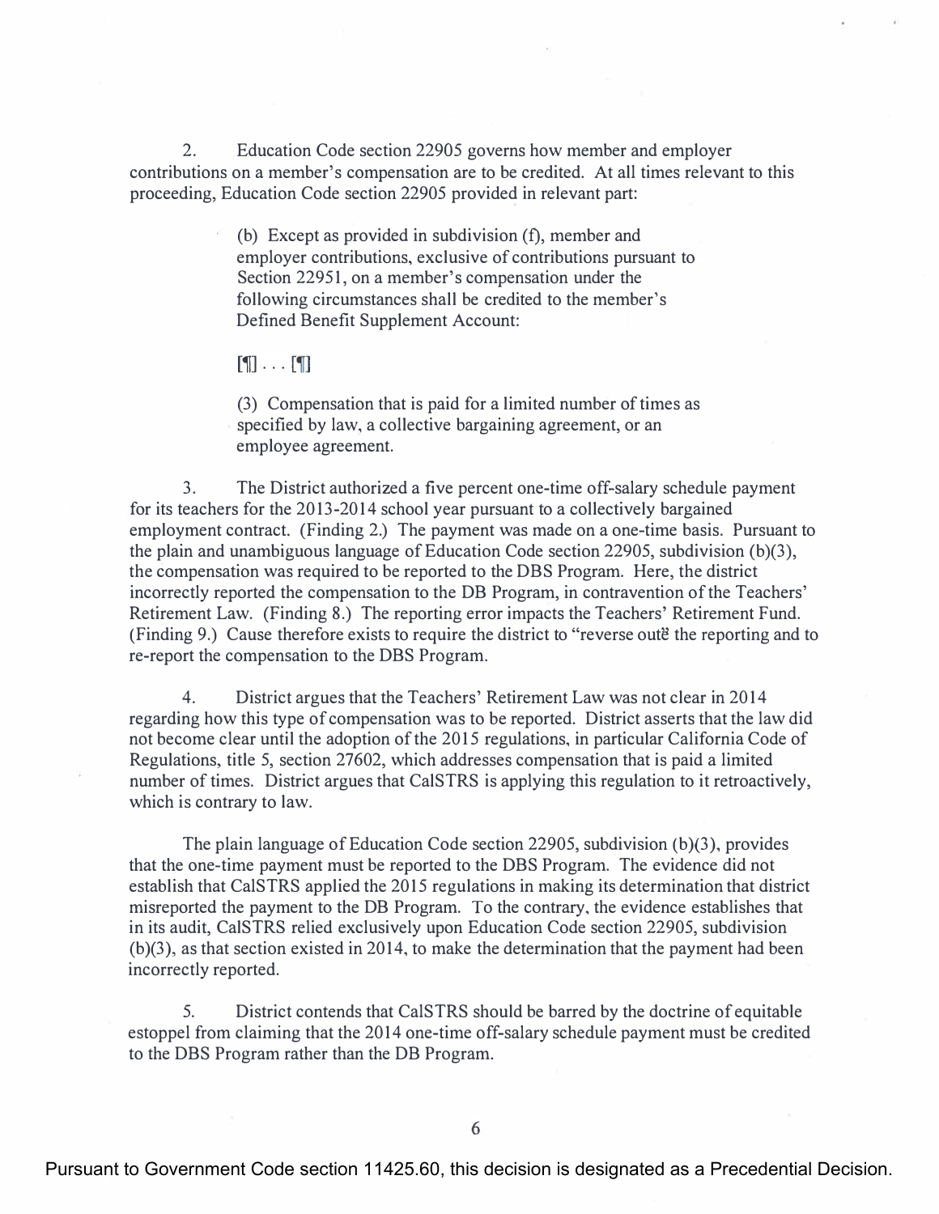2. Education Code section 22905 governs how member and employer contributions on a member's compensation are to be credited. At all times relevant to this proceeding, Education Code section 22905 provided in relevant part:

> (b) Except as provided in subdivision (f), member and employer contributions, exclusive of contributions pursuant to Section 22951, on a member's compensation under the following circumstances shall be credited to the member's Defined Benefit Supplement Account:
>
> [¶] . . . [¶]
>
> (3) Compensation that is paid for a limited number of times as specified by law, a collective bargaining agreement, or an employee agreement.

3. The District authorized a five percent one-time off-salary schedule payment for its teachers for the 2013-2014 school year pursuant to a collectively bargained employment contract. (Finding 2.) The payment was made on a one-time basis. Pursuant to the plain and unambiguous language of Education Code section 22905, subdivision (b)(3), the compensation was required to be reported to the DBS Program. Here, the district incorrectly reported the compensation to the DB Program, in contravention of the Teachers' Retirement Law. (Finding 8.) The reporting error impacts the Teachers' Retirement Fund. (Finding 9.) Cause therefore exists to require the district to "reverse out" the reporting and to re-report the compensation to the DBS Program.

4. District argues that the Teachers' Retirement Law was not clear in 2014 regarding how this type of compensation was to be reported. District asserts that the law did not become clear until the adoption of the 2015 regulations, in particular California Code of Regulations, title 5, section 27602, which addresses compensation that is paid a limited number of times. District argues that CalSTRS is applying this regulation to it retroactively, which is contrary to law.

The plain language of Education Code section 22905, subdivision (b)(3), provides that the one-time payment must be reported to the DBS Program. The evidence did not establish that CalSTRS applied the 2015 regulations in making its determination that district misreported the payment to the DB Program. To the contrary, the evidence establishes that in its audit, CalSTRS relied exclusively upon Education Code section 22905, subdivision (b)(3), as that section existed in 2014, to make the determination that the payment had been incorrectly reported.

5. District contends that CalSTRS should be barred by the doctrine of equitable estoppel from claiming that the 2014 one-time off-salary schedule payment must be credited to the DBS Program rather than the DB Program.

Pursuant to Government Code section 11425.60, this decision is designated as a Precedential Decision.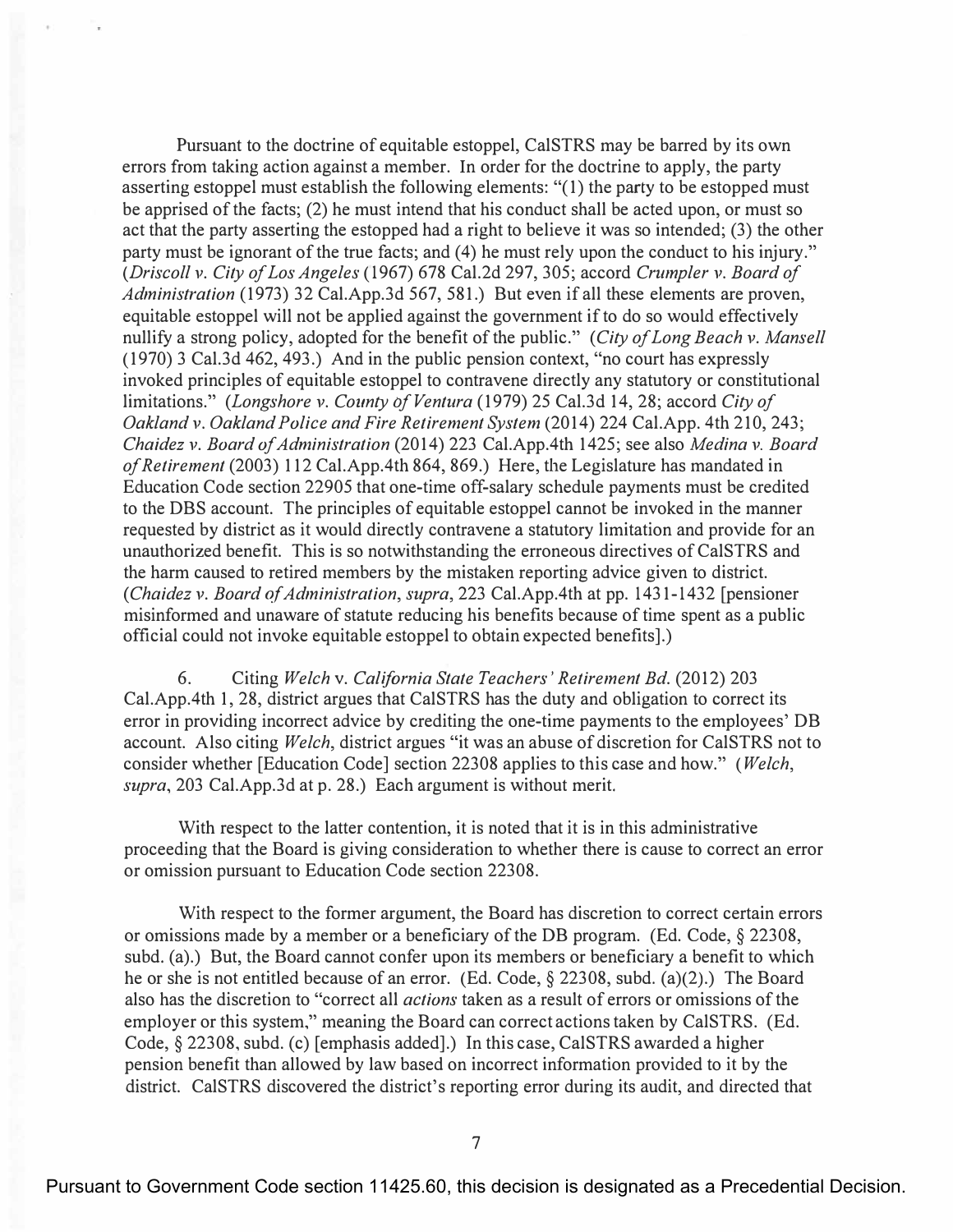Pursuant to the doctrine of equitable estoppel, CalSTRS may be barred by its own errors from taking action against a member. In order for the doctrine to apply, the party asserting estoppel must establish the following elements: "(1) the party to be estopped must be apprised of the facts; (2) he must intend that his conduct shall be acted upon, or must so act that the party asserting the estopped had a right to believe it was so intended; (3) the other party must be ignorant of the true facts; and (4) he must rely upon the conduct to his injury." (*Driscoll v. City of Los Angeles* (1967) 678 Cal.2d 297, 305; accord *Crumpler v. Board of Administration* (1973) 32 Cal.App.3d 567, 581.) But even if all these elements are proven, equitable estoppel will not be applied against the government if to do so would effectively nullify a strong policy, adopted for the benefit of the public." (*City of Long Beach v. Mansell* (1970) 3 Cal.3d 462, 493.) And in the public pension context, "no court has expressly invoked principles of equitable estoppel to contravene directly any statutory or constitutional limitations." (*Longshore v. County of Ventura* (1979) 25 Cal.3d 14, 28; accord *City of Oakland v. Oakland Police and Fire Retirement System* (2014) 224 Cal.App. 4th 210, 243; *Chaidez v. Board of Administration* (2014) 223 Cal.App.4th 1425; see also *Medina v. Board of Retirement* (2003) 112 Cal.App.4th 864, 869.) Here, the Legislature has mandated in Education Code section 22905 that one-time off-salary schedule payments must be credited to the DBS account. The principles of equitable estoppel cannot be invoked in the manner requested by district as it would directly contravene a statutory limitation and provide for an unauthorized benefit. This is so notwithstanding the erroneous directives of CalSTRS and the harm caused to retired members by the mistaken reporting advice given to district. (*Chaidez v. Board of Administration*, *supra*, 223 Cal.App.4th at pp. 1431-1432 [pensioner misinformed and unaware of statute reducing his benefits because of time spent as a public official could not invoke equitable estoppel to obtain expected benefits].)

6. Citing *Welch* v. *California State Teachers' Retirement Bd.* (2012) 203 Cal.App.4th 1, 28, district argues that CalSTRS has the duty and obligation to correct its error in providing incorrect advice by crediting the one-time payments to the employees' DB account. Also citing *Welch*, district argues "it was an abuse of discretion for CalSTRS not to consider whether [Education Code] section 22308 applies to this case and how." (*Welch*, *supra*, 203 Cal.App.3d at p. 28.) Each argument is without merit.

With respect to the latter contention, it is noted that it is in this administrative proceeding that the Board is giving consideration to whether there is cause to correct an error or omission pursuant to Education Code section 22308.

With respect to the former argument, the Board has discretion to correct certain errors or omissions made by a member or a beneficiary of the DB program. (Ed. Code, § 22308, subd. (a).) But, the Board cannot confer upon its members or beneficiary a benefit to which he or she is not entitled because of an error. (Ed. Code, § 22308, subd. (a)(2).) The Board also has the discretion to "correct all *actions* taken as a result of errors or omissions of the employer or this system," meaning the Board can correct actions taken by CalSTRS. (Ed. Code, § 22308, subd. (c) [emphasis added].) In this case, CalSTRS awarded a higher pension benefit than allowed by law based on incorrect information provided to it by the district. CalSTRS discovered the district's reporting error during its audit, and directed that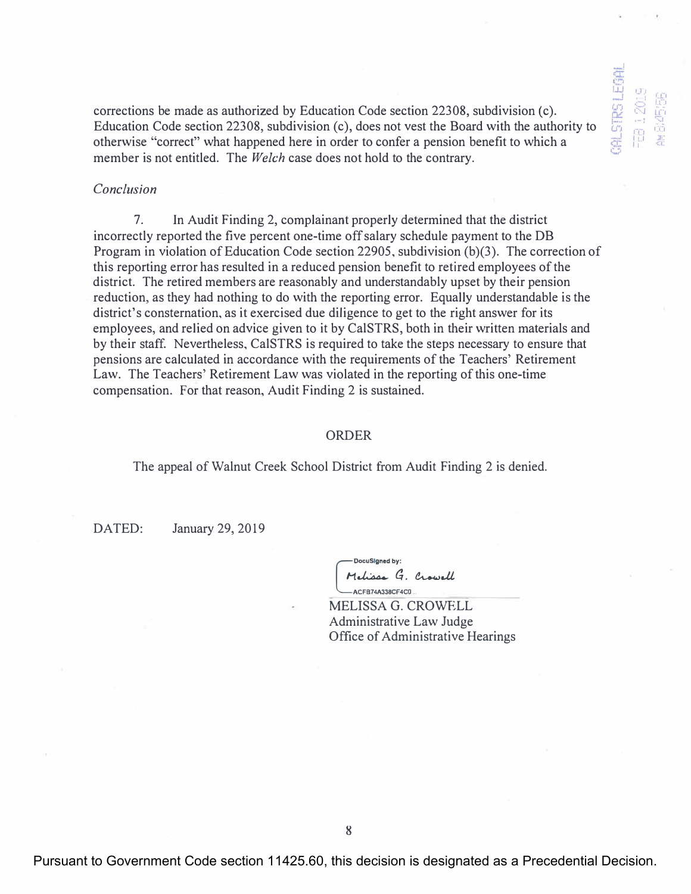corrections be made as authorized by Education Code section 22308, subdivision (c). Education Code section 22308, subdivision (c), does not vest the Board with the authority to otherwise "correct" what happened here in order to confer a pension benefit to which a member is not entitled. The *Welch* case does not hold to the contrary.

*Conclusion*

7. In Audit Finding 2, complainant properly determined that the district incorrectly reported the five percent one-time off salary schedule payment to the DB Program in violation of Education Code section 22905, subdivision (b)(3). The correction of this reporting error has resulted in a reduced pension benefit to retired employees of the district. The retired members are reasonably and understandably upset by their pension reduction, as they had nothing to do with the reporting error. Equally understandable is the district's consternation, as it exercised due diligence to get to the right answer for its employees, and relied on advice given to it by CalSTRS, both in their written materials and by their staff. Nevertheless, CalSTRS is required to take the steps necessary to ensure that pensions are calculated in accordance with the requirements of the Teachers' Retirement Law. The Teachers' Retirement Law was violated in the reporting of this one-time compensation. For that reason, Audit Finding 2 is sustained.

## ORDER

The appeal of Walnut Creek School District from Audit Finding 2 is denied.

DATED: January 29, 2019

DocuSigned by:
Melissa G. Crowell
ACFB74A338CF4C0

MELISSA G. CROWELL
Administrative Law Judge
Office of Administrative Hearings

Pursuant to Government Code section 11425.60, this decision is designated as a Precedential Decision.